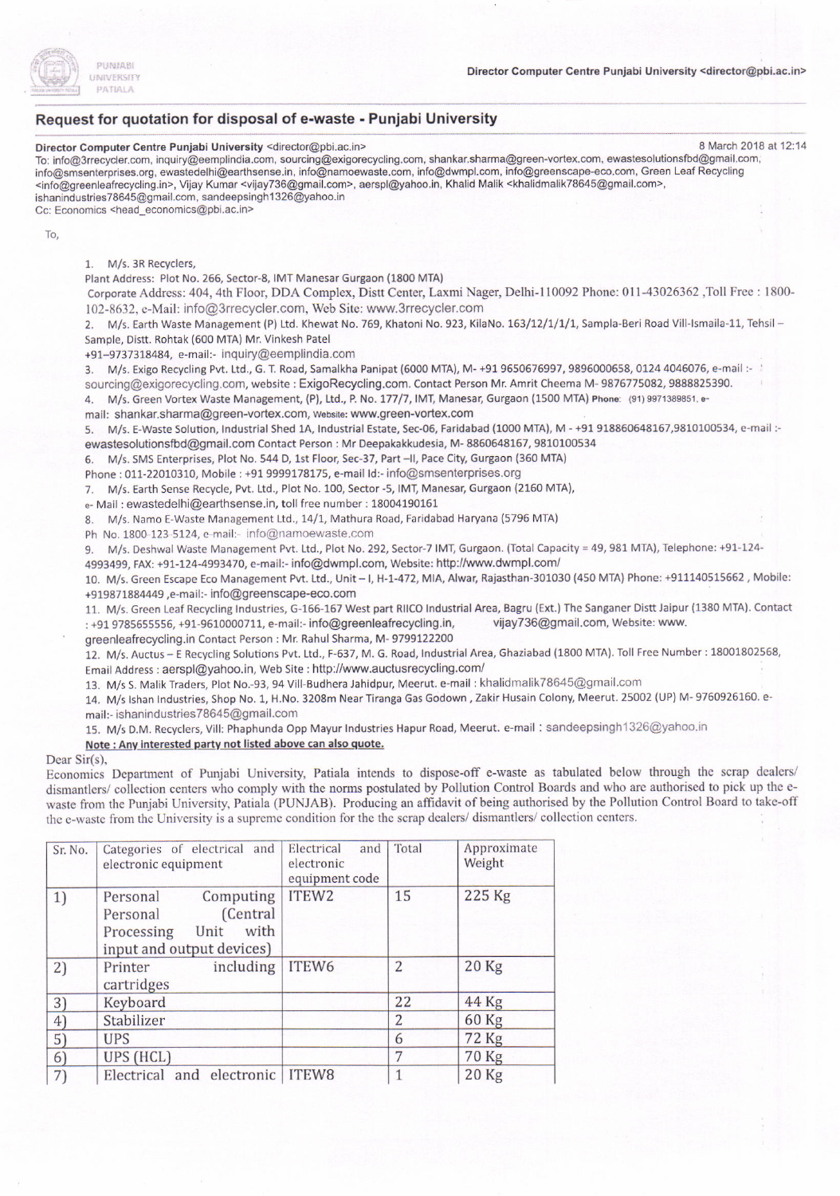PUNJABI UNIVERSITY PATIALA

Director Computer Centre Punjabi University <director@pbi.ac.in>

## Request for quotation for disposal of e-waste - Punjabi University

**Director Computer Centre Punjabi University** <director@pbi.ac.in> 8 March 2018 at 12:14

To: info@3rrecycler.com, inquiry@eemplindia.com, sourcing@exigorecycling.com, shankar.sharma@green-vortex.com, ewastesolutionsfbd@gmail.com, info@smsenterprises.org, ewastedelhi@earthsense.in, info@namoewaste.com, info@dwmpl.com, info@greenscape-eco.com, Green Leaf Recycling <info@greenleafrecycling.in>, Vijay Kumar <vijay736@gmail.com>, aerspl@yahoo.in, Khalid Malik <khalidmalik78645@gmail.com>, ishanindustries78645@gmail.com, sandeepsingh1326@yahoo.in

Cc: Economics <head_economics@pbi.ac.in>

To,

1. M/s. 3R Recyclers,
Plant Address: Plot No. 266, Sector-8, IMT Manesar Gurgaon (1800 MTA)
Corporate Address: 404, 4th Floor, DDA Complex, Distt Center, Laxmi Nager, Delhi-110092 Phone: 011-43026362 ,Toll Free : 1800-102-8632, e-Mail: info@3rrecycler.com, Web Site: www.3rrecycler.com
2. M/s. Earth Waste Management (P) Ltd. Khewat No. 769, Khatoni No. 923, KilaNo. 163/12/1/1/1, Sampla-Beri Road Vill-Ismaila-11, Tehsil – Sample, Distt. Rohtak (600 MTA) Mr. Vinkesh Patel
+91–9737318484, e-mail:- inquiry@eemplindia.com
3. M/s. Exigo Recycling Pvt. Ltd., G. T. Road, Samalkha Panipat (6000 MTA), M- +91 9650676997, 9896000658, 0124 4046076, e-mail :- sourcing@exigorecycling.com, website : ExigoRecycling.com. Contact Person Mr. Amrit Cheema M- 9876775082, 9888825390.
4. M/s. Green Vortex Waste Management, (P), Ltd., P. No. 177/7, IMT, Manesar, Gurgaon (1500 MTA) Phone: (91) 9971389851, e-mail: shankar.sharma@green-vortex.com, Website: www.green-vortex.com
5. M/s. E-Waste Solution, Industrial Shed 1A, Industrial Estate, Sec-06, Faridabad (1000 MTA), M - +91 918860648167,9810100534, e-mail :- ewastesolutionsfbd@gmail.com Contact Person : Mr Deepakakkudesia, M- 8860648167, 9810100534
6. M/s. SMS Enterprises, Plot No. 544 D, 1st Floor, Sec-37, Part –II, Pace City, Gurgaon (360 MTA)
Phone : 011-22010310, Mobile : +91 9999178175, e-mail Id:- info@smsenterprises.org
7. M/s. Earth Sense Recycle, Pvt. Ltd., Plot No. 100, Sector -5, IMT, Manesar, Gurgaon (2160 MTA),
e- Mail : ewastedelhi@earthsense.in, toll free number : 18004190161
8. M/s. Namo E-Waste Management Ltd., 14/1, Mathura Road, Faridabad Haryana (5796 MTA)
Ph No. 1800-123-5124, e-mail:- info@namoewaste.com
9. M/s. Deshwal Waste Management Pvt. Ltd., Plot No. 292, Sector-7 IMT, Gurgaon. (Total Capacity = 49, 981 MTA), Telephone: +91-124-4993499, FAX: +91-124-4993470, e-mail:- info@dwmpl.com, Website: http://www.dwmpl.com/
10. M/s. Green Escape Eco Management Pvt. Ltd., Unit – I, H-1-472, MIA, Alwar, Rajasthan-301030 (450 MTA) Phone: +911140515662 , Mobile: +919871884449 ,e-mail:- info@greenscape-eco.com
11. M/s. Green Leaf Recycling Industries, G-166-167 West part RIICO Industrial Area, Bagru (Ext.) The Sanganer Distt Jaipur (1380 MTA). Contact : +91 9785655556, +91-9610000711, e-mail:- info@greenleafrecycling.in, vijay736@gmail.com, Website: www. greenleafrecycling.in Contact Person : Mr. Rahul Sharma, M- 9799122200
12. M/s. Auctus – E Recycling Solutions Pvt. Ltd., F-637, M. G. Road, Industrial Area, Ghaziabad (1800 MTA). Toll Free Number : 18001802568, Email Address : aerspl@yahoo.in, Web Site : http://www.auctusrecycling.com/
13. M/s S. Malik Traders, Plot No.-93, 94 Vill-Budhera Jahidpur, Meerut. e-mail : khalidmalik78645@gmail.com
14. M/s Ishan Industries, Shop No. 1, H.No. 3208m Near Tiranga Gas Godown , Zakir Husain Colony, Meerut. 25002 (UP) M- 9760926160. e-mail:- ishanindustries78645@gmail.com
15. M/s D.M. Recyclers, Vill: Phaphunda Opp Mayur Industries Hapur Road, Meerut. e-mail : sandeepsingh1326@yahoo.in

**Note : Any interested party not listed above can also quote.**

Dear Sir(s),

Economics Department of Punjabi University, Patiala intends to dispose-off e-waste as tabulated below through the scrap dealers/ dismantlers/ collection centers who comply with the norms postulated by Pollution Control Boards and who are authorised to pick up the e-waste from the Punjabi University, Patiala (PUNJAB). Producing an affidavit of being authorised by the Pollution Control Board to take-off the e-waste from the University is a supreme condition for the the scrap dealers/ dismantlers/ collection centers.

| Sr. No. | Categories of electrical and electronic equipment | Electrical and electronic equipment code | Total | Approximate Weight |
|---|---|---|---|---|
| 1) | Personal Computing Personal (Central Processing Unit with input and output devices) | ITEW2 | 15 | 225 Kg |
| 2) | Printer including cartridges | ITEW6 | 2 | 20 Kg |
| 3) | Keyboard | | 22 | 44 Kg |
| 4) | Stabilizer | | 2 | 60 Kg |
| 5) | UPS | | 6 | 72 Kg |
| 6) | UPS (HCL) | | 7 | 70 Kg |
| 7) | Electrical and electronic | ITEW8 | 1 | 20 Kg |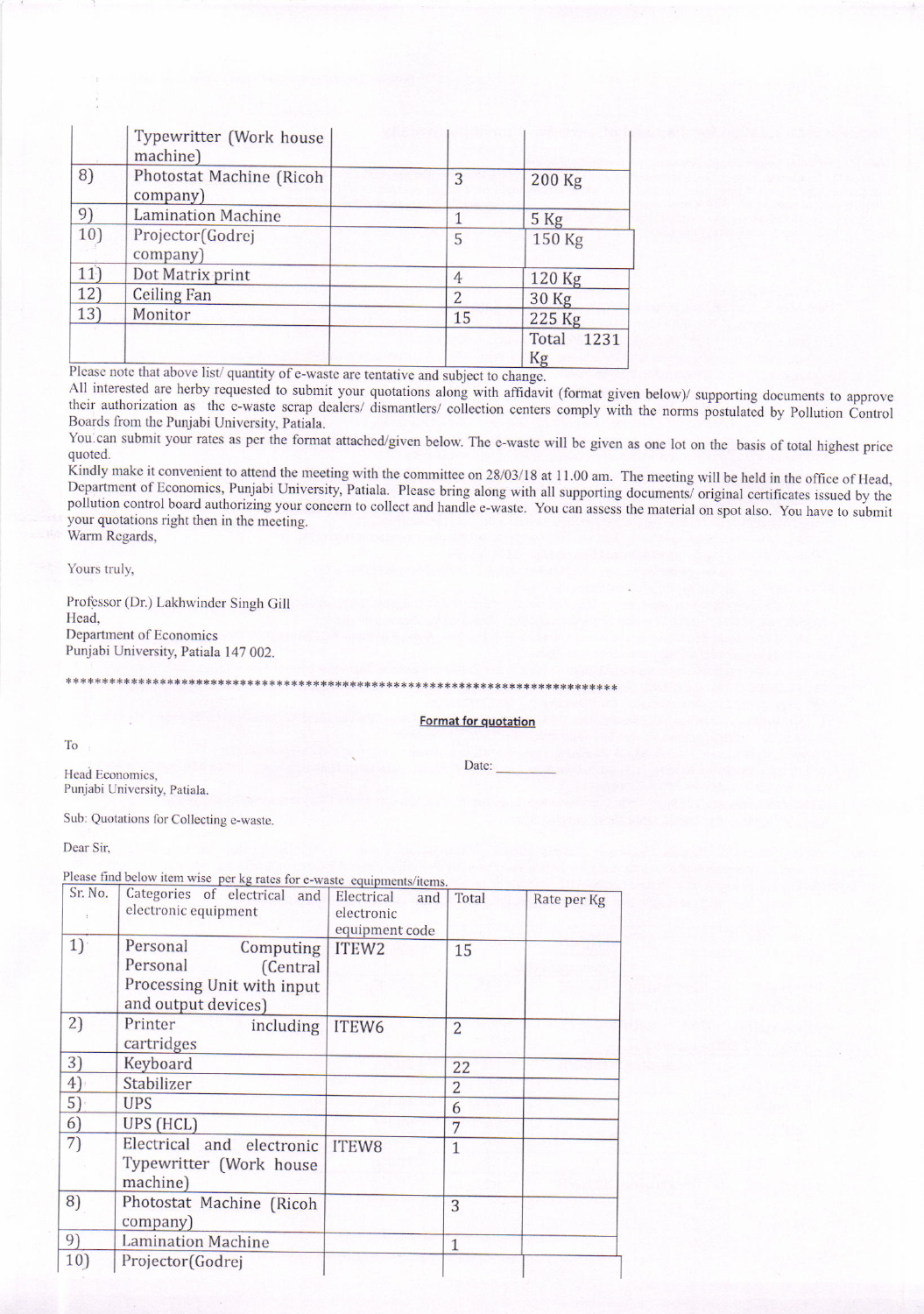| | | | | |
|---|---|---|---|---|
| | Typewritter (Work house machine) | | | |
| 8) | Photostat Machine (Ricoh company) | | 3 | 200 Kg |
| 9) | Lamination Machine | | 1 | 5 Kg |
| 10) | Projector(Godrej company) | | 5 | 150 Kg |
| 11) | Dot Matrix print | | 4 | 120 Kg |
| 12) | Ceiling Fan | | 2 | 30 Kg |
| 13) | Monitor | | 15 | 225 Kg |
| | | | | Total 1231 Kg |

Please note that above list/ quantity of e-waste are tentative and subject to change.

All interested are herby requested to submit your quotations along with affidavit (format given below)/ supporting documents to approve their authorization as the e-waste scrap dealers/ dismantlers/ collection centers comply with the norms postulated by Pollution Control Boards from the Punjabi University, Patiala.

You can submit your rates as per the format attached/given below. The e-waste will be given as one lot on the basis of total highest price quoted.

Kindly make it convenient to attend the meeting with the committee on 28/03/18 at 11.00 am. The meeting will be held in the office of Head, Department of Economics, Punjabi University, Patiala. Please bring along with all supporting documents/ original certificates issued by the pollution control board authorizing your concern to collect and handle e-waste. You can assess the material on spot also. You have to submit your quotations right then in the meeting.

Warm Regards,

Yours truly,

Professor (Dr.) Lakhwinder Singh Gill
Head,
Department of Economics
Punjabi University, Patiala 147 002.

*****************************************************************************

**Format for quotation**

To

Date: ________

Head Economics,
Punjabi University, Patiala.

Sub: Quotations for Collecting e-waste.

Dear Sir,

Please find below item wise per kg rates for e-waste equipments/items.

| Sr. No. | Categories of electrical and electronic equipment | Electrical and electronic equipment code | Total | Rate per Kg |
|---|---|---|---|---|
| 1) | Personal Computing Personal (Central Processing Unit with input and output devices) | ITEW2 | 15 | |
| 2) | Printer including cartridges | ITEW6 | 2 | |
| 3) | Keyboard | | 22 | |
| 4) | Stabilizer | | 2 | |
| 5) | UPS | | 6 | |
| 6) | UPS (HCL) | | 7 | |
| 7) | Electrical and electronic Typewritter (Work house machine) | ITEW8 | 1 | |
| 8) | Photostat Machine (Ricoh company) | | 3 | |
| 9) | Lamination Machine | | 1 | |
| 10) | Projector(Godrej | | | |